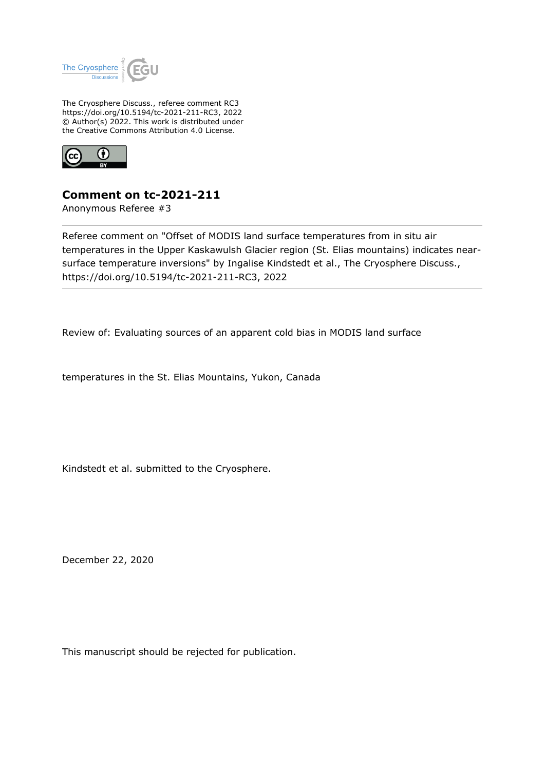The Cryosphere Discuss., referee comment RC3
https://doi.org/10.5194/tc-2021-211-RC3, 2022
© Author(s) 2022. This work is distributed under
the Creative Commons Attribution 4.0 License.

# Comment on tc-2021-211

Anonymous Referee #3

Referee comment on "Offset of MODIS land surface temperatures from in situ air temperatures in the Upper Kaskawulsh Glacier region (St. Elias mountains) indicates near-surface temperature inversions" by Ingalise Kindstedt et al., The Cryosphere Discuss., https://doi.org/10.5194/tc-2021-211-RC3, 2022

Review of: Evaluating sources of an apparent cold bias in MODIS land surface

temperatures in the St. Elias Mountains, Yukon, Canada

Kindstedt et al. submitted to the Cryosphere.

December 22, 2020

This manuscript should be rejected for publication.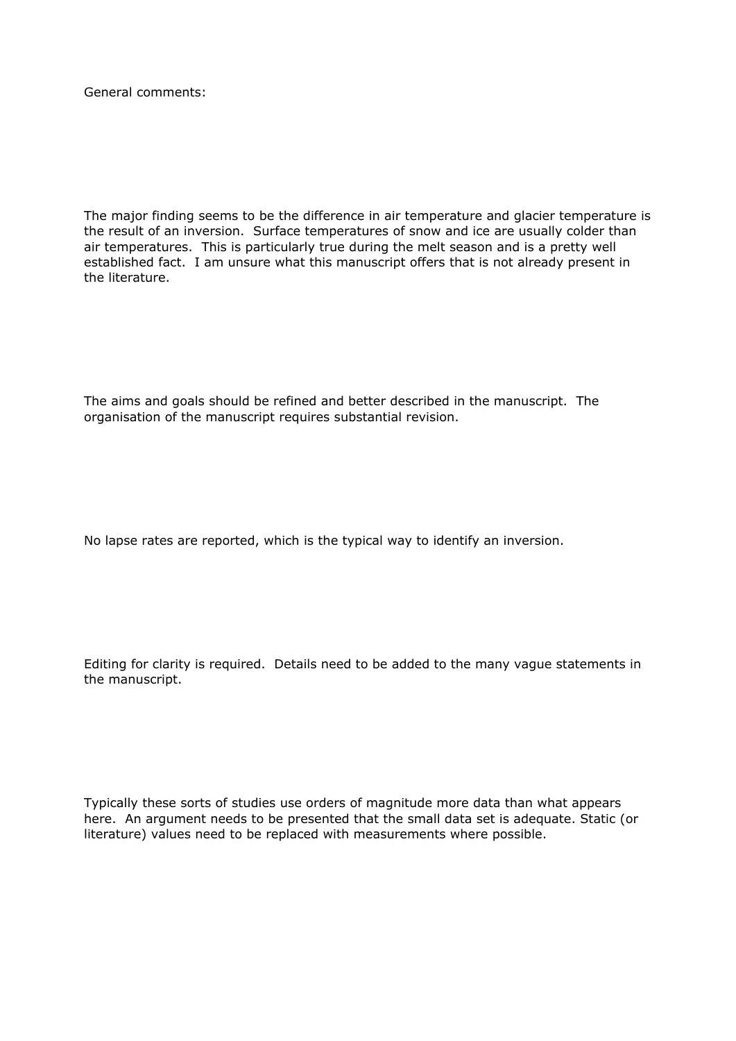General comments:

The major finding seems to be the difference in air temperature and glacier temperature is the result of an inversion. Surface temperatures of snow and ice are usually colder than air temperatures. This is particularly true during the melt season and is a pretty well established fact. I am unsure what this manuscript offers that is not already present in the literature.

The aims and goals should be refined and better described in the manuscript. The organisation of the manuscript requires substantial revision.

No lapse rates are reported, which is the typical way to identify an inversion.

Editing for clarity is required. Details need to be added to the many vague statements in the manuscript.

Typically these sorts of studies use orders of magnitude more data than what appears here. An argument needs to be presented that the small data set is adequate. Static (or literature) values need to be replaced with measurements where possible.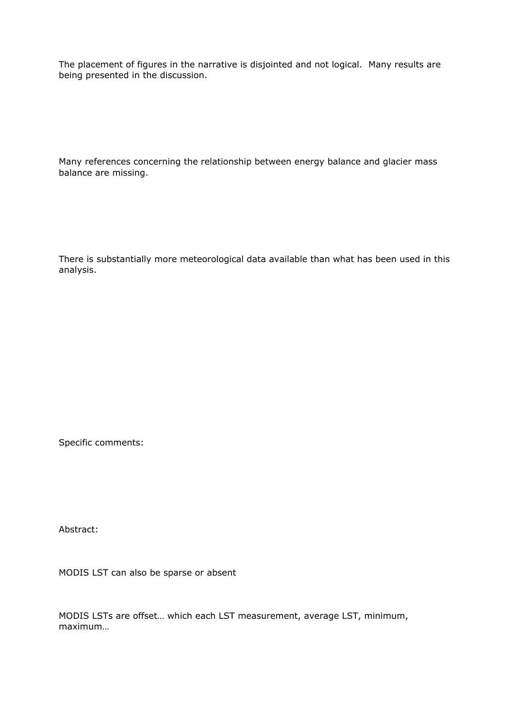The placement of figures in the narrative is disjointed and not logical. Many results are being presented in the discussion.

Many references concerning the relationship between energy balance and glacier mass balance are missing.

There is substantially more meteorological data available than what has been used in this analysis.

Specific comments:

Abstract:

MODIS LST can also be sparse or absent

MODIS LSTs are offset… which each LST measurement, average LST, minimum, maximum…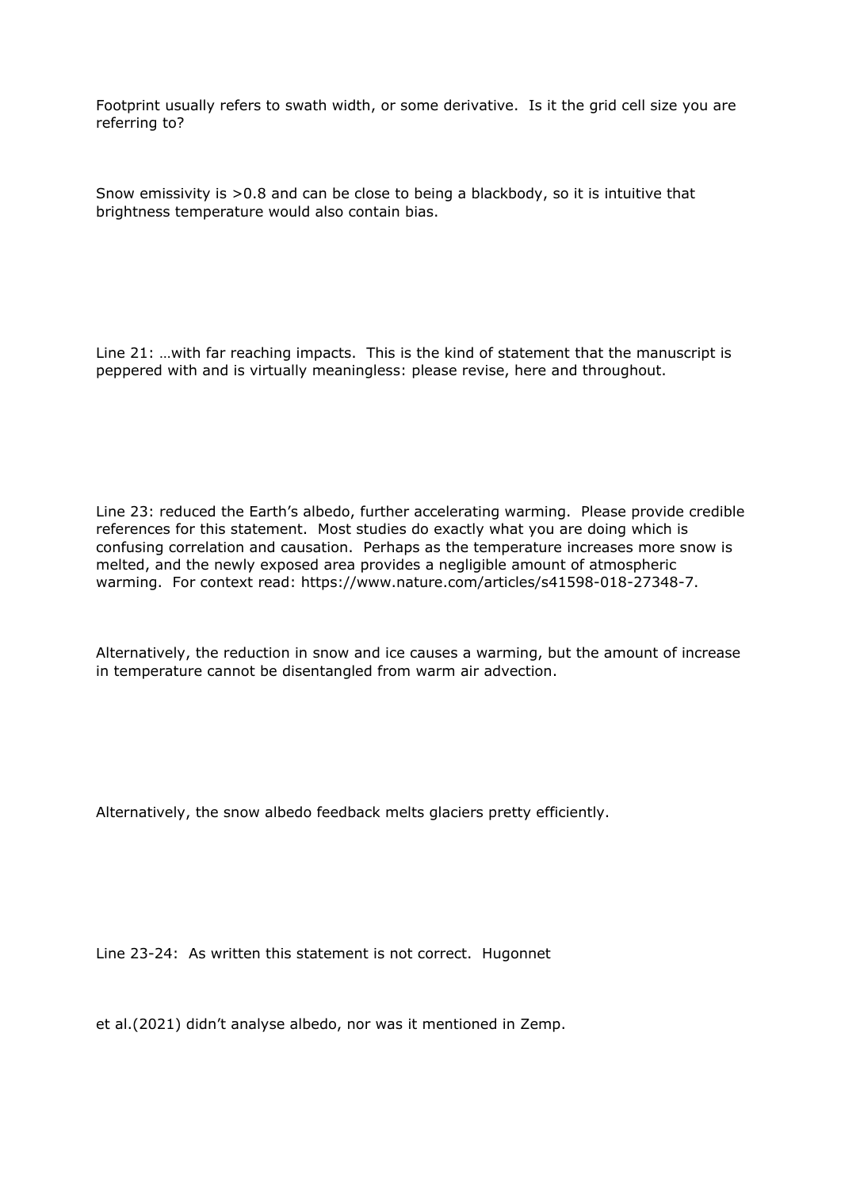Footprint usually refers to swath width, or some derivative. Is it the grid cell size you are referring to?

Snow emissivity is >0.8 and can be close to being a blackbody, so it is intuitive that brightness temperature would also contain bias.

Line 21: …with far reaching impacts. This is the kind of statement that the manuscript is peppered with and is virtually meaningless: please revise, here and throughout.

Line 23: reduced the Earth's albedo, further accelerating warming. Please provide credible references for this statement. Most studies do exactly what you are doing which is confusing correlation and causation. Perhaps as the temperature increases more snow is melted, and the newly exposed area provides a negligible amount of atmospheric warming. For context read: https://www.nature.com/articles/s41598-018-27348-7.

Alternatively, the reduction in snow and ice causes a warming, but the amount of increase in temperature cannot be disentangled from warm air advection.

Alternatively, the snow albedo feedback melts glaciers pretty efficiently.

Line 23-24: As written this statement is not correct. Hugonnet

et al.(2021) didn't analyse albedo, nor was it mentioned in Zemp.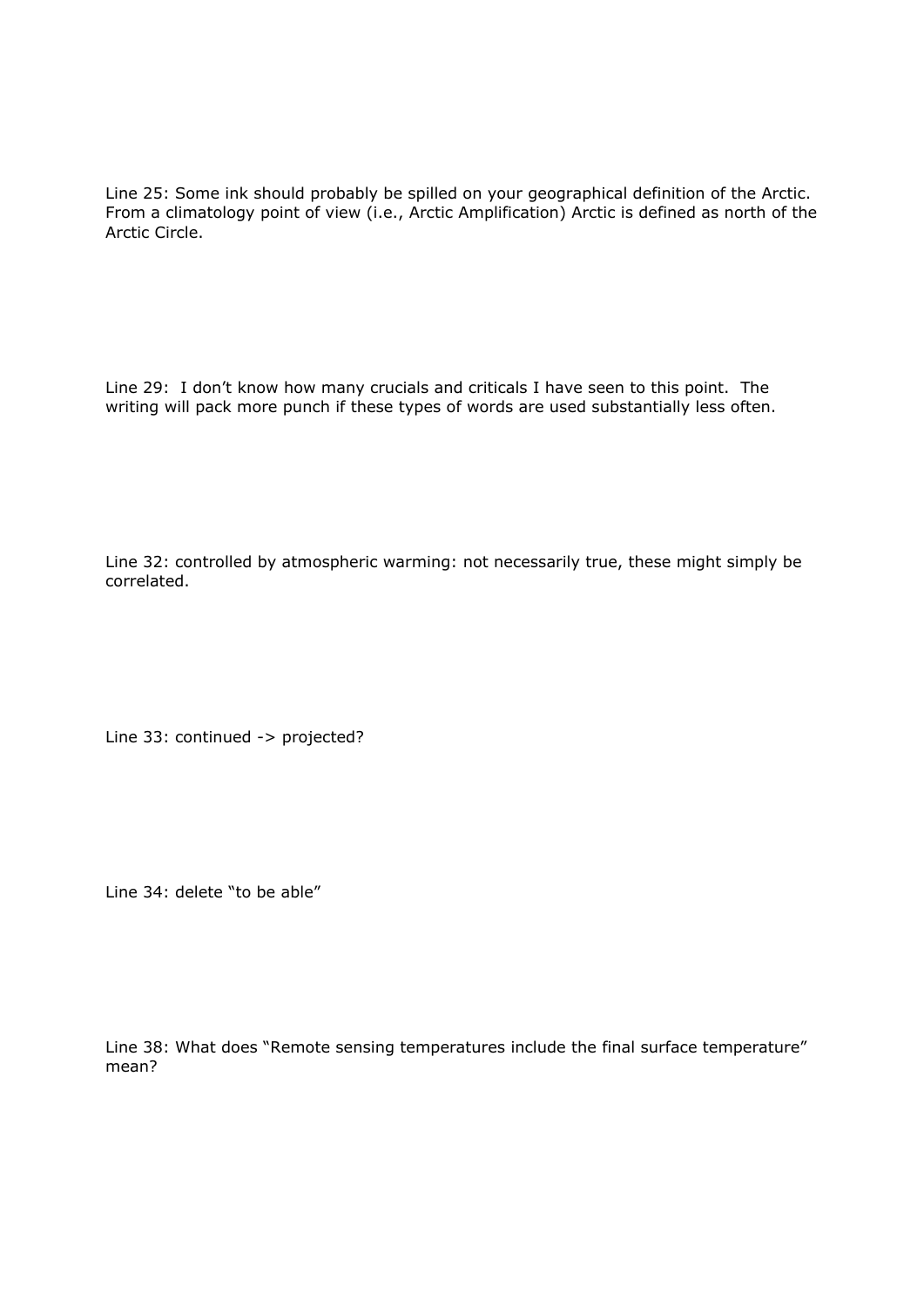Line 25: Some ink should probably be spilled on your geographical definition of the Arctic. From a climatology point of view (i.e., Arctic Amplification) Arctic is defined as north of the Arctic Circle.

Line 29: I don't know how many crucials and criticals I have seen to this point. The writing will pack more punch if these types of words are used substantially less often.

Line 32: controlled by atmospheric warming: not necessarily true, these might simply be correlated.

Line 33: continued -> projected?

Line 34: delete "to be able"

Line 38: What does "Remote sensing temperatures include the final surface temperature" mean?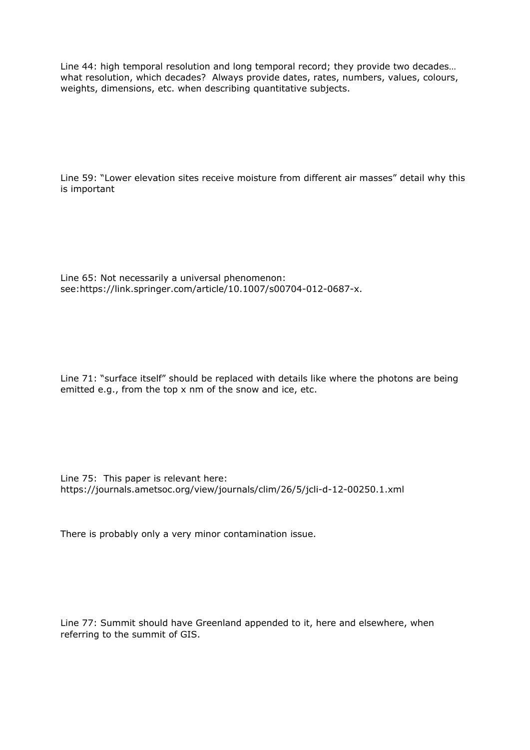Line 44: high temporal resolution and long temporal record; they provide two decades… what resolution, which decades? Always provide dates, rates, numbers, values, colours, weights, dimensions, etc. when describing quantitative subjects.

Line 59: "Lower elevation sites receive moisture from different air masses" detail why this is important

Line 65: Not necessarily a universal phenomenon: see:https://link.springer.com/article/10.1007/s00704-012-0687-x.

Line 71: "surface itself" should be replaced with details like where the photons are being emitted e.g., from the top x nm of the snow and ice, etc.

Line 75: This paper is relevant here: https://journals.ametsoc.org/view/journals/clim/26/5/jcli-d-12-00250.1.xml

There is probably only a very minor contamination issue.

Line 77: Summit should have Greenland appended to it, here and elsewhere, when referring to the summit of GIS.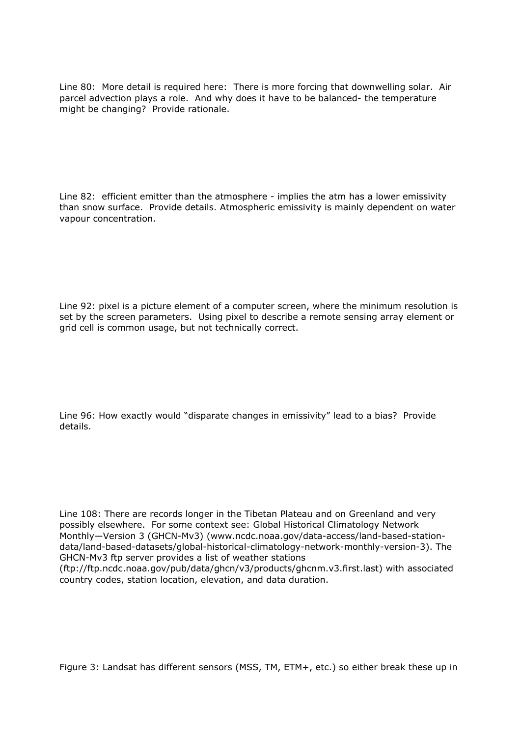Line 80: More detail is required here: There is more forcing that downwelling solar. Air parcel advection plays a role. And why does it have to be balanced- the temperature might be changing? Provide rationale.

Line 82: efficient emitter than the atmosphere - implies the atm has a lower emissivity than snow surface. Provide details. Atmospheric emissivity is mainly dependent on water vapour concentration.

Line 92: pixel is a picture element of a computer screen, where the minimum resolution is set by the screen parameters. Using pixel to describe a remote sensing array element or grid cell is common usage, but not technically correct.

Line 96: How exactly would "disparate changes in emissivity" lead to a bias? Provide details.

Line 108: There are records longer in the Tibetan Plateau and on Greenland and very possibly elsewhere. For some context see: Global Historical Climatology Network Monthly—Version 3 (GHCN-Mv3) (www.ncdc.noaa.gov/data-access/land-based-station-data/land-based-datasets/global-historical-climatology-network-monthly-version-3). The GHCN-Mv3 ftp server provides a list of weather stations (ftp://ftp.ncdc.noaa.gov/pub/data/ghcn/v3/products/ghcnm.v3.first.last) with associated country codes, station location, elevation, and data duration.

Figure 3: Landsat has different sensors (MSS, TM, ETM+, etc.) so either break these up in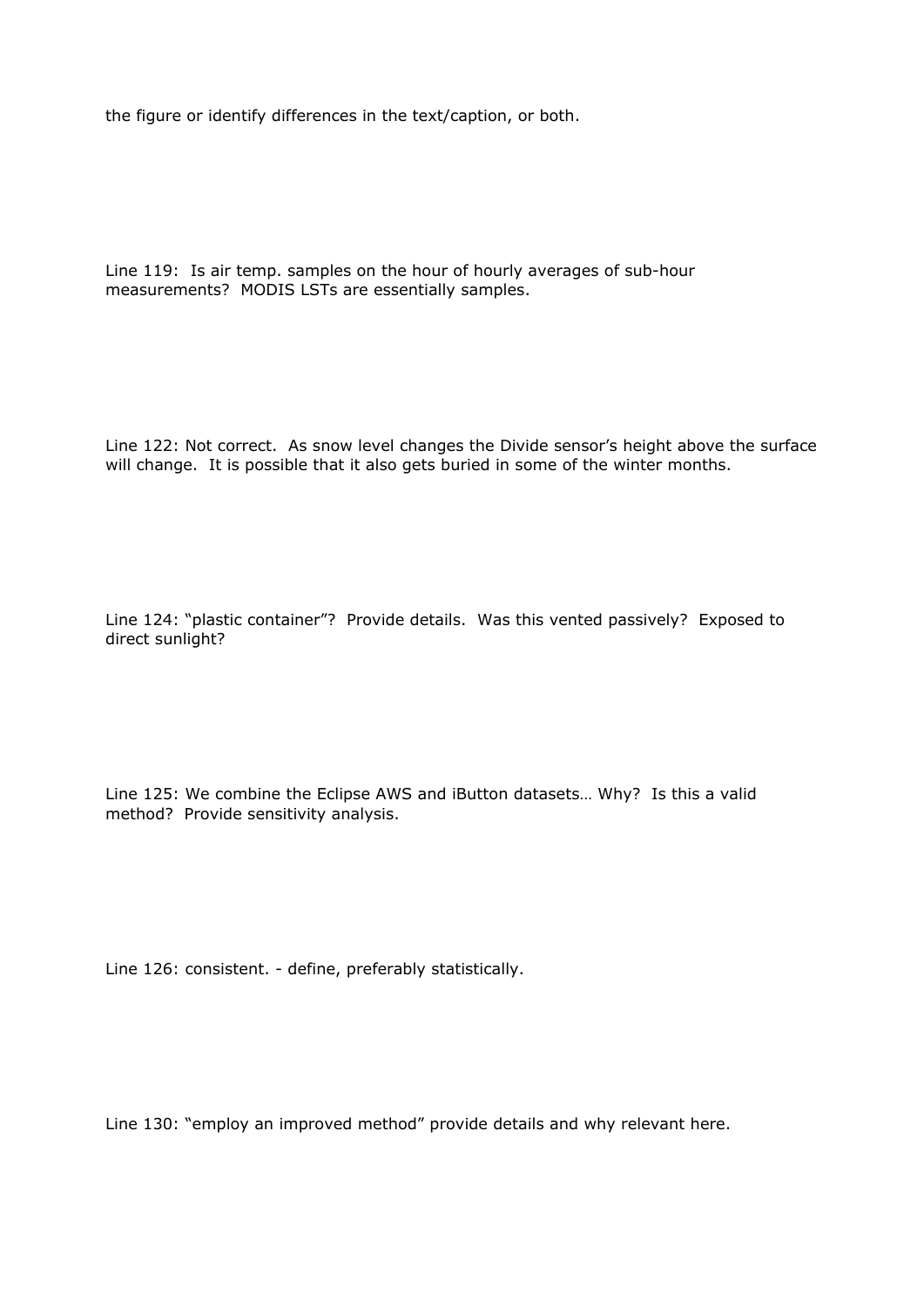the figure or identify differences in the text/caption, or both.

Line 119: Is air temp. samples on the hour of hourly averages of sub-hour measurements? MODIS LSTs are essentially samples.

Line 122: Not correct. As snow level changes the Divide sensor's height above the surface will change. It is possible that it also gets buried in some of the winter months.

Line 124: "plastic container"? Provide details. Was this vented passively? Exposed to direct sunlight?

Line 125: We combine the Eclipse AWS and iButton datasets… Why? Is this a valid method? Provide sensitivity analysis.

Line 126: consistent. - define, preferably statistically.

Line 130: "employ an improved method" provide details and why relevant here.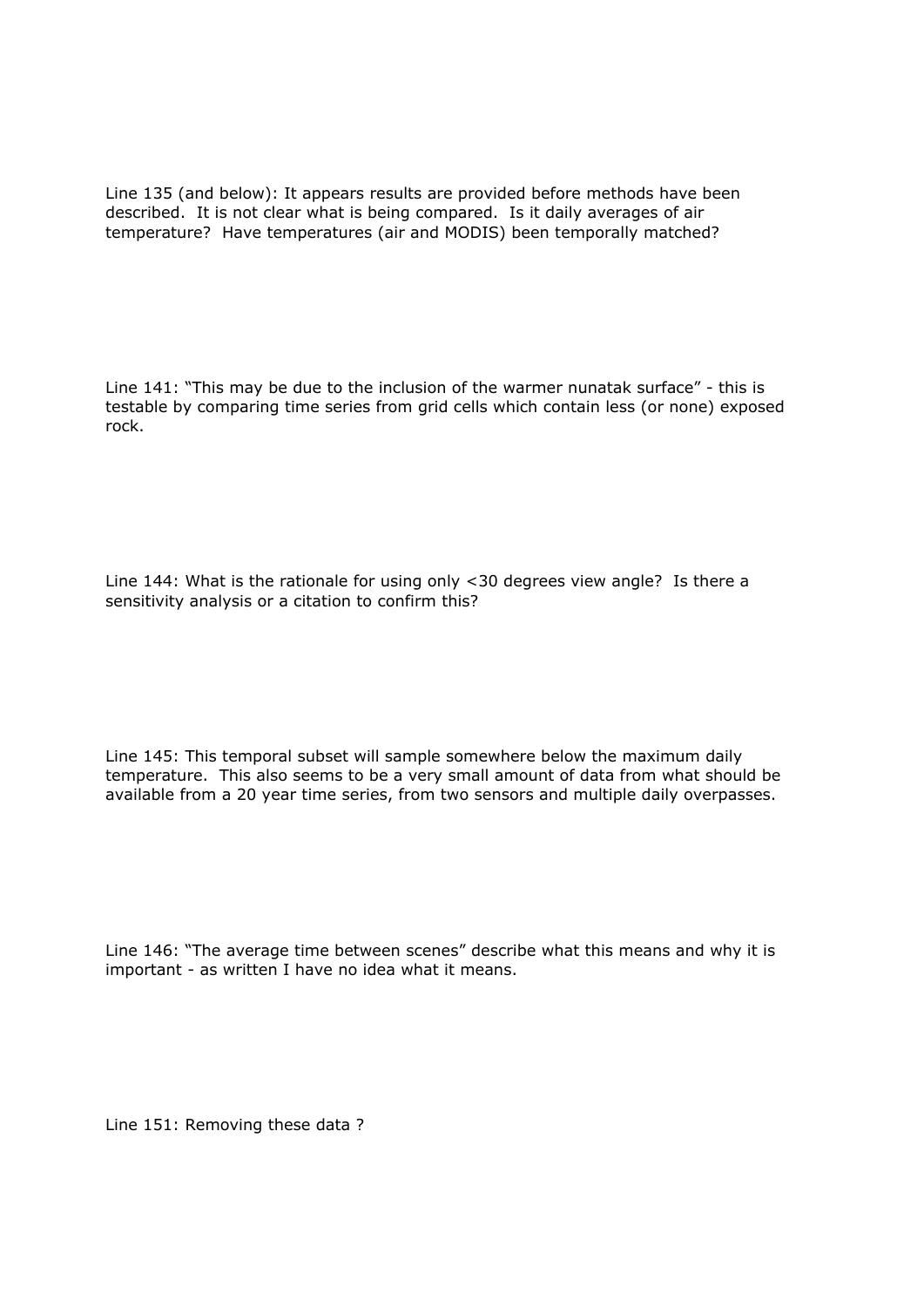Line 135 (and below): It appears results are provided before methods have been described. It is not clear what is being compared. Is it daily averages of air temperature? Have temperatures (air and MODIS) been temporally matched?

Line 141: "This may be due to the inclusion of the warmer nunatak surface" - this is testable by comparing time series from grid cells which contain less (or none) exposed rock.

Line 144: What is the rationale for using only <30 degrees view angle? Is there a sensitivity analysis or a citation to confirm this?

Line 145: This temporal subset will sample somewhere below the maximum daily temperature. This also seems to be a very small amount of data from what should be available from a 20 year time series, from two sensors and multiple daily overpasses.

Line 146: "The average time between scenes" describe what this means and why it is important - as written I have no idea what it means.

Line 151: Removing these data ?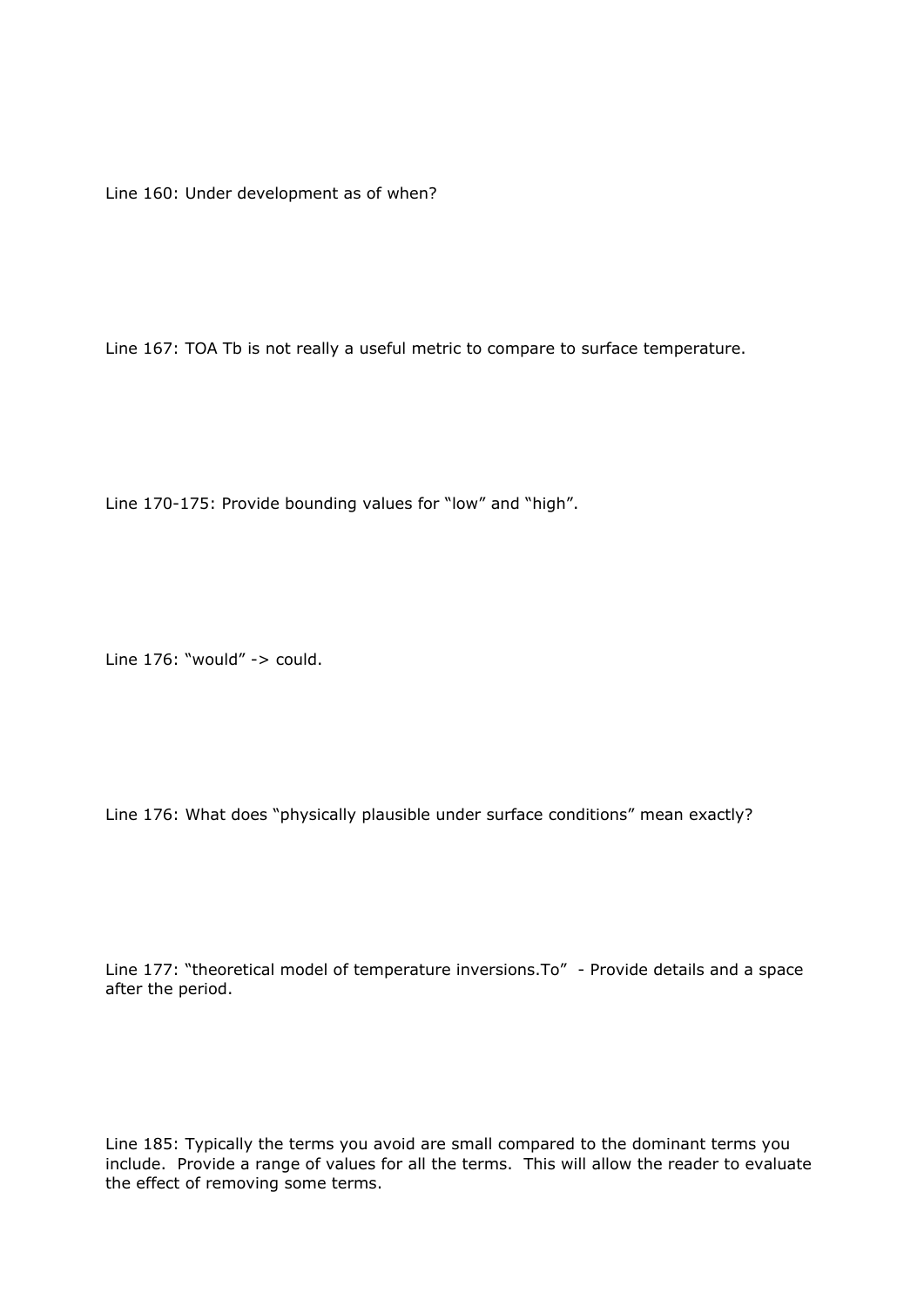Line 160: Under development as of when?

Line 167: TOA Tb is not really a useful metric to compare to surface temperature.

Line 170-175: Provide bounding values for "low" and "high".

Line 176: "would" -> could.

Line 176: What does "physically plausible under surface conditions" mean exactly?

Line 177: "theoretical model of temperature inversions.To" - Provide details and a space after the period.

Line 185: Typically the terms you avoid are small compared to the dominant terms you include. Provide a range of values for all the terms. This will allow the reader to evaluate the effect of removing some terms.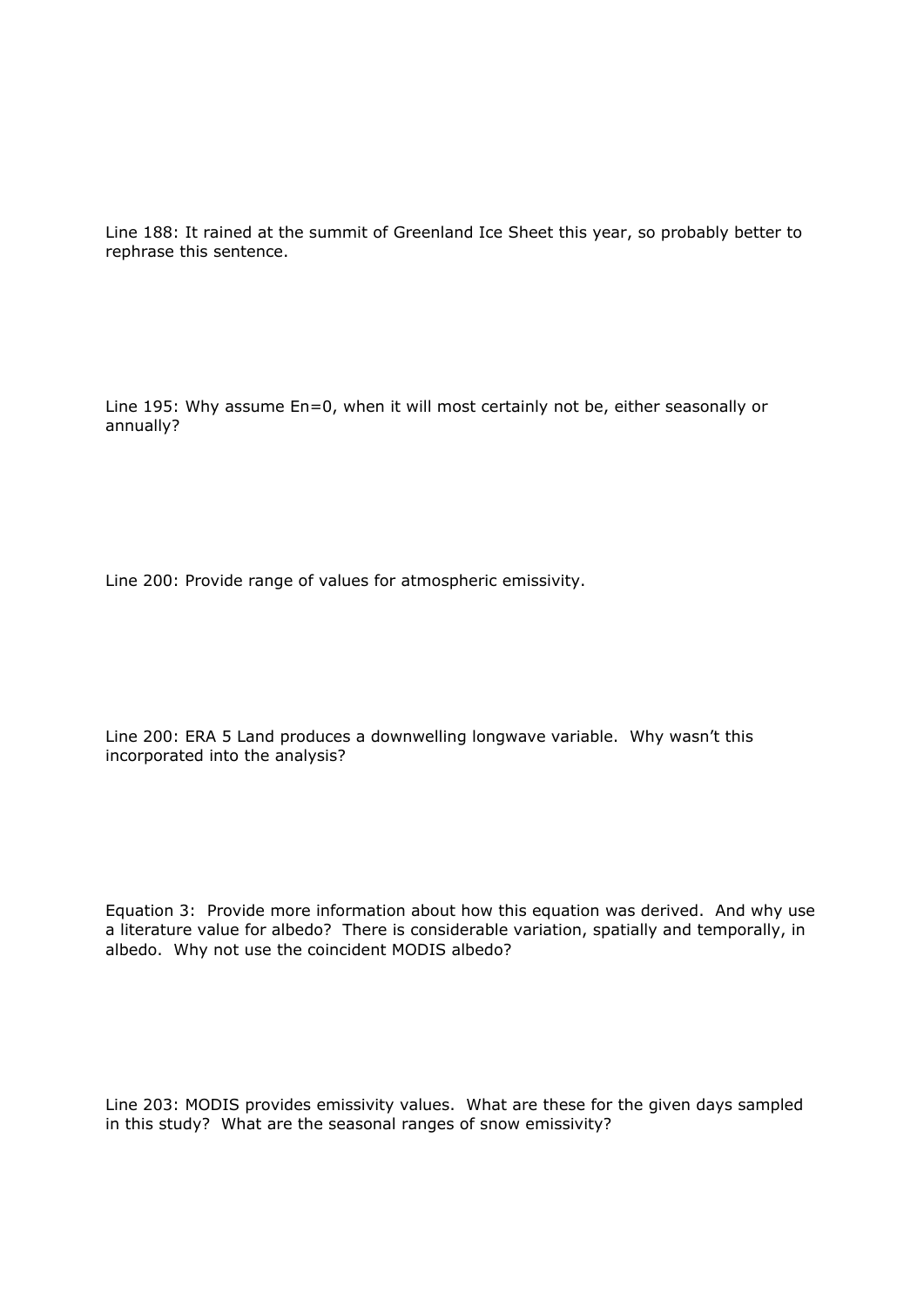Line 188: It rained at the summit of Greenland Ice Sheet this year, so probably better to rephrase this sentence.

Line 195: Why assume En=0, when it will most certainly not be, either seasonally or annually?

Line 200: Provide range of values for atmospheric emissivity.

Line 200: ERA 5 Land produces a downwelling longwave variable. Why wasn't this incorporated into the analysis?

Equation 3: Provide more information about how this equation was derived. And why use a literature value for albedo? There is considerable variation, spatially and temporally, in albedo. Why not use the coincident MODIS albedo?

Line 203: MODIS provides emissivity values. What are these for the given days sampled in this study? What are the seasonal ranges of snow emissivity?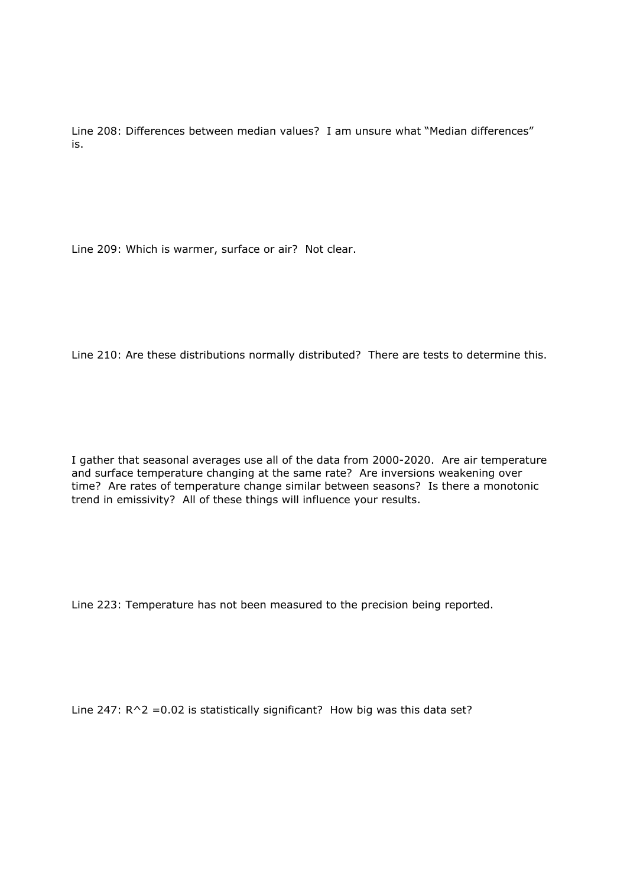Line 208: Differences between median values? I am unsure what "Median differences" is.

Line 209: Which is warmer, surface or air? Not clear.

Line 210: Are these distributions normally distributed? There are tests to determine this.

I gather that seasonal averages use all of the data from 2000-2020. Are air temperature and surface temperature changing at the same rate? Are inversions weakening over time? Are rates of temperature change similar between seasons? Is there a monotonic trend in emissivity? All of these things will influence your results.

Line 223: Temperature has not been measured to the precision being reported.

Line 247: $R^2 = 0.02$ is statistically significant? How big was this data set?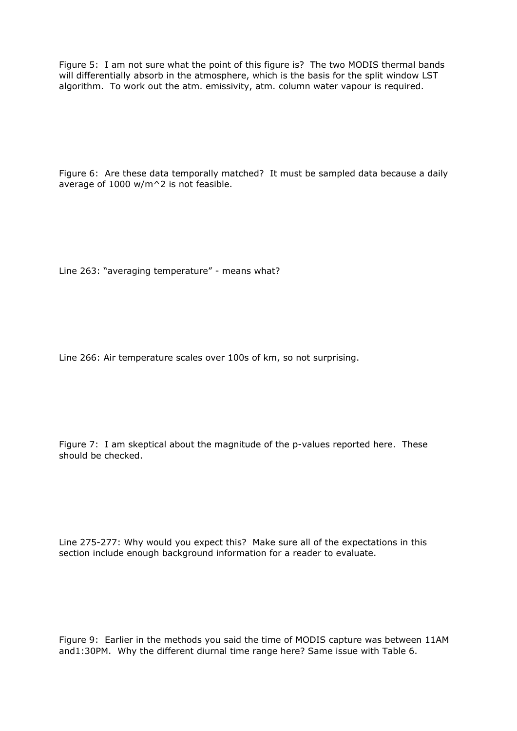Figure 5: I am not sure what the point of this figure is? The two MODIS thermal bands will differentially absorb in the atmosphere, which is the basis for the split window LST algorithm. To work out the atm. emissivity, atm. column water vapour is required.

Figure 6: Are these data temporally matched? It must be sampled data because a daily average of 1000 w/m^2 is not feasible.

Line 263: "averaging temperature" - means what?

Line 266: Air temperature scales over 100s of km, so not surprising.

Figure 7: I am skeptical about the magnitude of the p-values reported here. These should be checked.

Line 275-277: Why would you expect this? Make sure all of the expectations in this section include enough background information for a reader to evaluate.

Figure 9: Earlier in the methods you said the time of MODIS capture was between 11AM and1:30PM. Why the different diurnal time range here? Same issue with Table 6.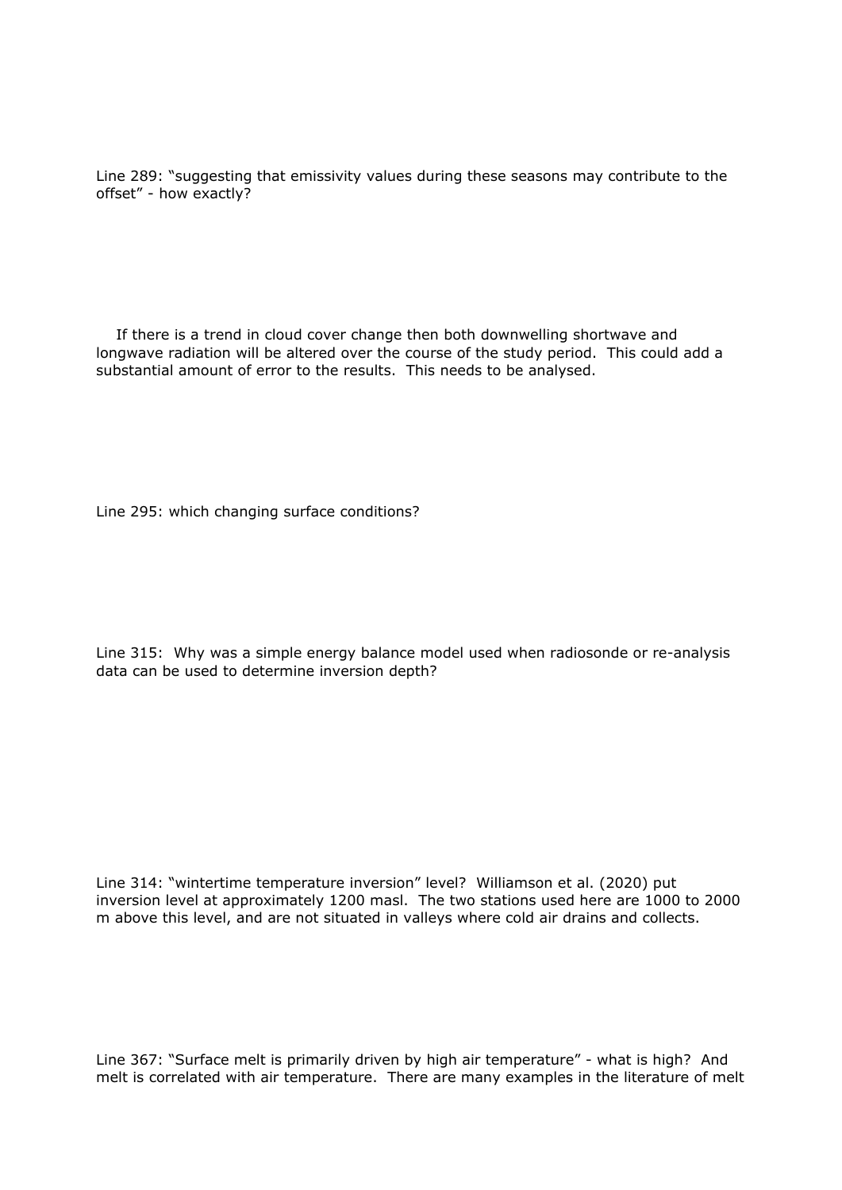Line 289: "suggesting that emissivity values during these seasons may contribute to the offset" - how exactly?

If there is a trend in cloud cover change then both downwelling shortwave and longwave radiation will be altered over the course of the study period. This could add a substantial amount of error to the results. This needs to be analysed.

Line 295: which changing surface conditions?

Line 315: Why was a simple energy balance model used when radiosonde or re-analysis data can be used to determine inversion depth?

Line 314: "wintertime temperature inversion" level? Williamson et al. (2020) put inversion level at approximately 1200 masl. The two stations used here are 1000 to 2000 m above this level, and are not situated in valleys where cold air drains and collects.

Line 367: "Surface melt is primarily driven by high air temperature" - what is high? And melt is correlated with air temperature. There are many examples in the literature of melt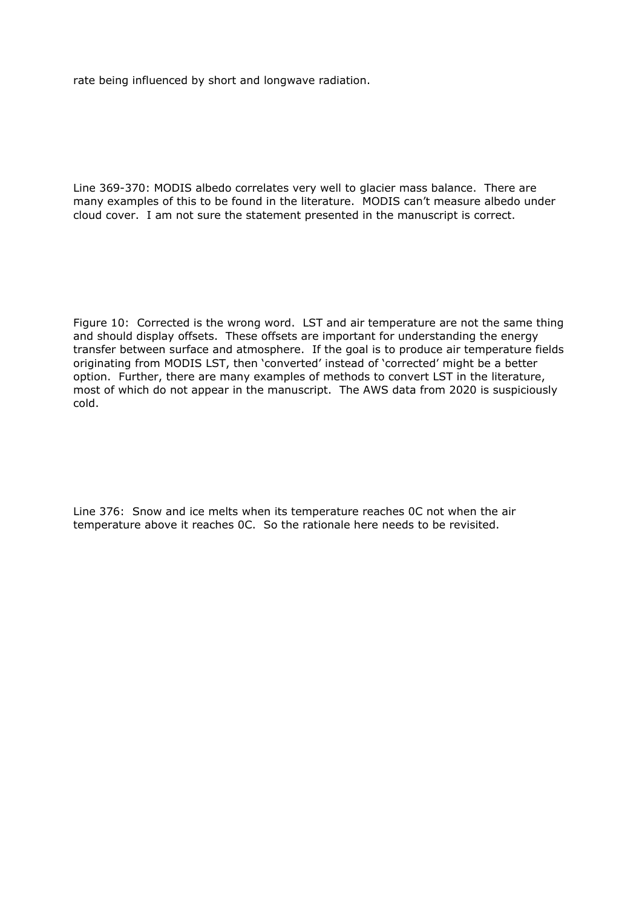rate being influenced by short and longwave radiation.

Line 369-370: MODIS albedo correlates very well to glacier mass balance. There are many examples of this to be found in the literature. MODIS can't measure albedo under cloud cover. I am not sure the statement presented in the manuscript is correct.

Figure 10: Corrected is the wrong word. LST and air temperature are not the same thing and should display offsets. These offsets are important for understanding the energy transfer between surface and atmosphere. If the goal is to produce air temperature fields originating from MODIS LST, then 'converted' instead of 'corrected' might be a better option. Further, there are many examples of methods to convert LST in the literature, most of which do not appear in the manuscript. The AWS data from 2020 is suspiciously cold.

Line 376: Snow and ice melts when its temperature reaches 0C not when the air temperature above it reaches 0C. So the rationale here needs to be revisited.